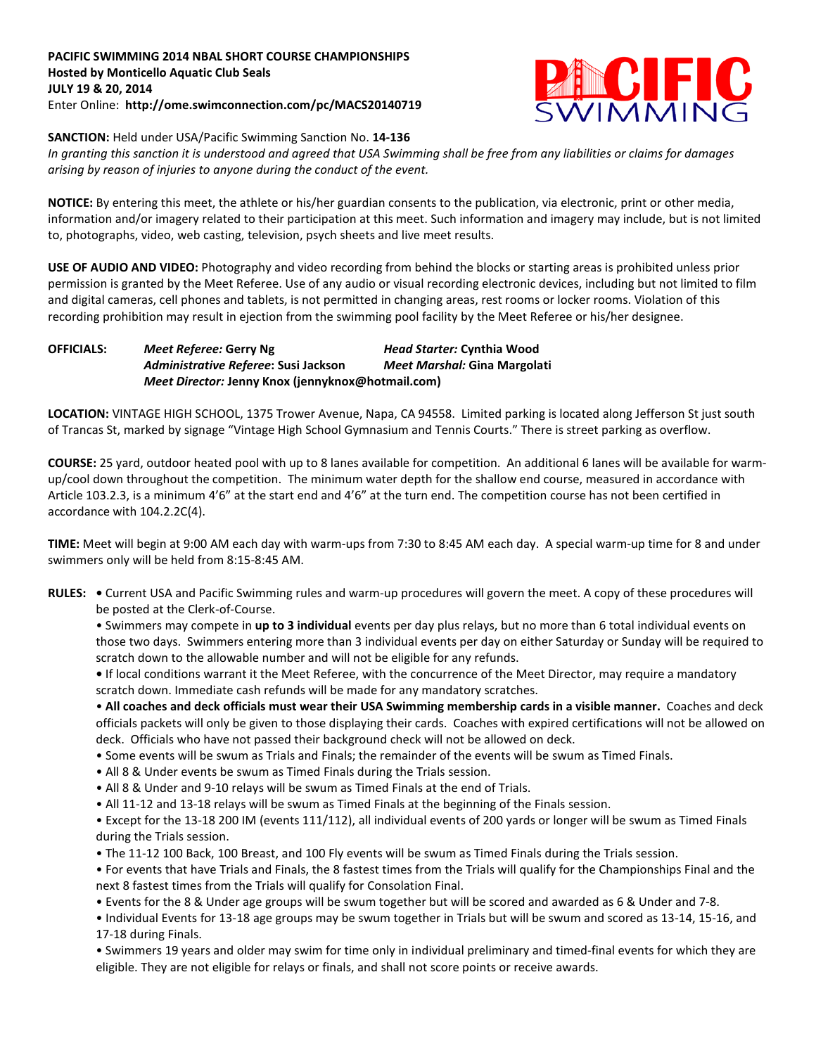**PACIFIC SWIMMING 2014 NBAL SHORT COURSE CHAMPIONSHIPS**
**Hosted by Monticello Aquatic Club Seals**
**JULY 19 & 20, 2014**
Enter Online: **http://ome.swimconnection.com/pc/MACS20140719**

**SANCTION:** Held under USA/Pacific Swimming Sanction No. **14-136**
*In granting this sanction it is understood and agreed that USA Swimming shall be free from any liabilities or claims for damages arising by reason of injuries to anyone during the conduct of the event.*

**NOTICE:** By entering this meet, the athlete or his/her guardian consents to the publication, via electronic, print or other media, information and/or imagery related to their participation at this meet. Such information and imagery may include, but is not limited to, photographs, video, web casting, television, psych sheets and live meet results.

**USE OF AUDIO AND VIDEO:** Photography and video recording from behind the blocks or starting areas is prohibited unless prior permission is granted by the Meet Referee. Use of any audio or visual recording electronic devices, including but not limited to film and digital cameras, cell phones and tablets, is not permitted in changing areas, rest rooms or locker rooms. Violation of this recording prohibition may result in ejection from the swimming pool facility by the Meet Referee or his/her designee.

**OFFICIALS:**
*Meet Referee:* **Gerry Ng**
*Head Starter:* **Cynthia Wood**
*Administrative Referee*: **Susi Jackson**
*Meet Marshal:* **Gina Margolati**
*Meet Director:* **Jenny Knox (jennyknox@hotmail.com)**

**LOCATION:** VINTAGE HIGH SCHOOL, 1375 Trower Avenue, Napa, CA 94558. Limited parking is located along Jefferson St just south of Trancas St, marked by signage "Vintage High School Gymnasium and Tennis Courts." There is street parking as overflow.

**COURSE:** 25 yard, outdoor heated pool with up to 8 lanes available for competition. An additional 6 lanes will be available for warm-up/cool down throughout the competition. The minimum water depth for the shallow end course, measured in accordance with Article 103.2.3, is a minimum 4'6" at the start end and 4'6" at the turn end. The competition course has not been certified in accordance with 104.2.2C(4).

**TIME:** Meet will begin at 9:00 AM each day with warm-ups from 7:30 to 8:45 AM each day. A special warm-up time for 8 and under swimmers only will be held from 8:15-8:45 AM.

**RULES:**

- Current USA and Pacific Swimming rules and warm-up procedures will govern the meet. A copy of these procedures will be posted at the Clerk-of-Course.
- Swimmers may compete in **up to 3 individual** events per day plus relays, but no more than 6 total individual events on those two days. Swimmers entering more than 3 individual events per day on either Saturday or Sunday will be required to scratch down to the allowable number and will not be eligible for any refunds.
- If local conditions warrant it the Meet Referee, with the concurrence of the Meet Director, may require a mandatory scratch down. Immediate cash refunds will be made for any mandatory scratches.
- **All coaches and deck officials must wear their USA Swimming membership cards in a visible manner.** Coaches and deck officials packets will only be given to those displaying their cards. Coaches with expired certifications will not be allowed on deck. Officials who have not passed their background check will not be allowed on deck.
- Some events will be swum as Trials and Finals; the remainder of the events will be swum as Timed Finals.
- All 8 & Under events be swum as Timed Finals during the Trials session.
- All 8 & Under and 9-10 relays will be swum as Timed Finals at the end of Trials.
- All 11-12 and 13-18 relays will be swum as Timed Finals at the beginning of the Finals session.
- Except for the 13-18 200 IM (events 111/112), all individual events of 200 yards or longer will be swum as Timed Finals during the Trials session.
- The 11-12 100 Back, 100 Breast, and 100 Fly events will be swum as Timed Finals during the Trials session.
- For events that have Trials and Finals, the 8 fastest times from the Trials will qualify for the Championships Final and the next 8 fastest times from the Trials will qualify for Consolation Final.
- Events for the 8 & Under age groups will be swum together but will be scored and awarded as 6 & Under and 7-8.
- Individual Events for 13-18 age groups may be swum together in Trials but will be swum and scored as 13-14, 15-16, and 17-18 during Finals.
- Swimmers 19 years and older may swim for time only in individual preliminary and timed-final events for which they are eligible. They are not eligible for relays or finals, and shall not score points or receive awards.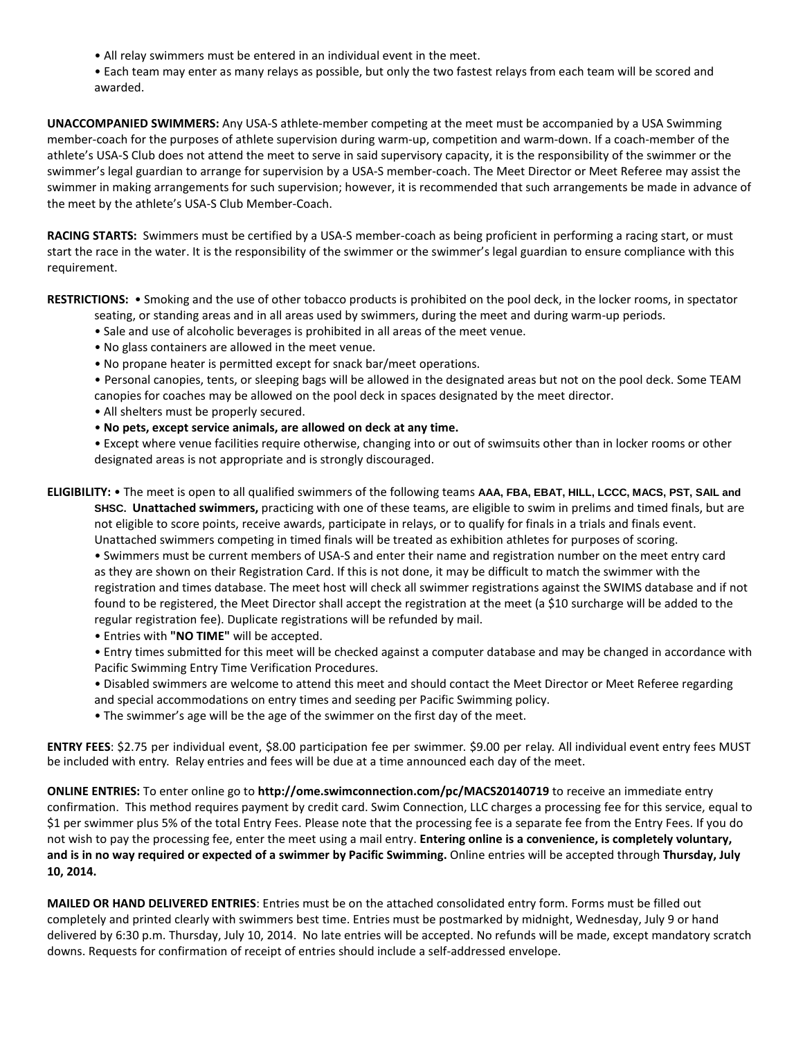- All relay swimmers must be entered in an individual event in the meet.
- Each team may enter as many relays as possible, but only the two fastest relays from each team will be scored and awarded.

**UNACCOMPANIED SWIMMERS:** Any USA-S athlete-member competing at the meet must be accompanied by a USA Swimming member-coach for the purposes of athlete supervision during warm-up, competition and warm-down. If a coach-member of the athlete's USA-S Club does not attend the meet to serve in said supervisory capacity, it is the responsibility of the swimmer or the swimmer's legal guardian to arrange for supervision by a USA-S member-coach. The Meet Director or Meet Referee may assist the swimmer in making arrangements for such supervision; however, it is recommended that such arrangements be made in advance of the meet by the athlete's USA-S Club Member-Coach.

**RACING STARTS:** Swimmers must be certified by a USA-S member-coach as being proficient in performing a racing start, or must start the race in the water. It is the responsibility of the swimmer or the swimmer's legal guardian to ensure compliance with this requirement.

**RESTRICTIONS:**
- Smoking and the use of other tobacco products is prohibited on the pool deck, in the locker rooms, in spectator seating, or standing areas and in all areas used by swimmers, during the meet and during warm-up periods.
- Sale and use of alcoholic beverages is prohibited in all areas of the meet venue.
- No glass containers are allowed in the meet venue.
- No propane heater is permitted except for snack bar/meet operations.
- Personal canopies, tents, or sleeping bags will be allowed in the designated areas but not on the pool deck. Some TEAM canopies for coaches may be allowed on the pool deck in spaces designated by the meet director.
- All shelters must be properly secured.
- **No pets, except service animals, are allowed on deck at any time.**
- Except where venue facilities require otherwise, changing into or out of swimsuits other than in locker rooms or other designated areas is not appropriate and is strongly discouraged.

**ELIGIBILITY:**
- The meet is open to all qualified swimmers of the following teams **AAA, FBA, EBAT, HILL, LCCC, MACS, PST, SAIL and SHSC. Unattached swimmers,** practicing with one of these teams, are eligible to swim in prelims and timed finals, but are not eligible to score points, receive awards, participate in relays, or to qualify for finals in a trials and finals event. Unattached swimmers competing in timed finals will be treated as exhibition athletes for purposes of scoring.
- Swimmers must be current members of USA-S and enter their name and registration number on the meet entry card as they are shown on their Registration Card. If this is not done, it may be difficult to match the swimmer with the registration and times database. The meet host will check all swimmer registrations against the SWIMS database and if not found to be registered, the Meet Director shall accept the registration at the meet (a $10 surcharge will be added to the regular registration fee). Duplicate registrations will be refunded by mail.
- Entries with **"NO TIME"** will be accepted.
- Entry times submitted for this meet will be checked against a computer database and may be changed in accordance with Pacific Swimming Entry Time Verification Procedures.
- Disabled swimmers are welcome to attend this meet and should contact the Meet Director or Meet Referee regarding and special accommodations on entry times and seeding per Pacific Swimming policy.
- The swimmer's age will be the age of the swimmer on the first day of the meet.

**ENTRY FEES**: $2.75 per individual event, $8.00 participation fee per swimmer. $9.00 per relay. All individual event entry fees MUST be included with entry. Relay entries and fees will be due at a time announced each day of the meet.

**ONLINE ENTRIES:** To enter online go to **http://ome.swimconnection.com/pc/MACS20140719** to receive an immediate entry confirmation. This method requires payment by credit card. Swim Connection, LLC charges a processing fee for this service, equal to $1 per swimmer plus 5% of the total Entry Fees. Please note that the processing fee is a separate fee from the Entry Fees. If you do not wish to pay the processing fee, enter the meet using a mail entry. **Entering online is a convenience, is completely voluntary, and is in no way required or expected of a swimmer by Pacific Swimming.** Online entries will be accepted through **Thursday, July 10, 2014.**

**MAILED OR HAND DELIVERED ENTRIES**: Entries must be on the attached consolidated entry form. Forms must be filled out completely and printed clearly with swimmers best time. Entries must be postmarked by midnight, Wednesday, July 9 or hand delivered by 6:30 p.m. Thursday, July 10, 2014. No late entries will be accepted. No refunds will be made, except mandatory scratch downs. Requests for confirmation of receipt of entries should include a self-addressed envelope.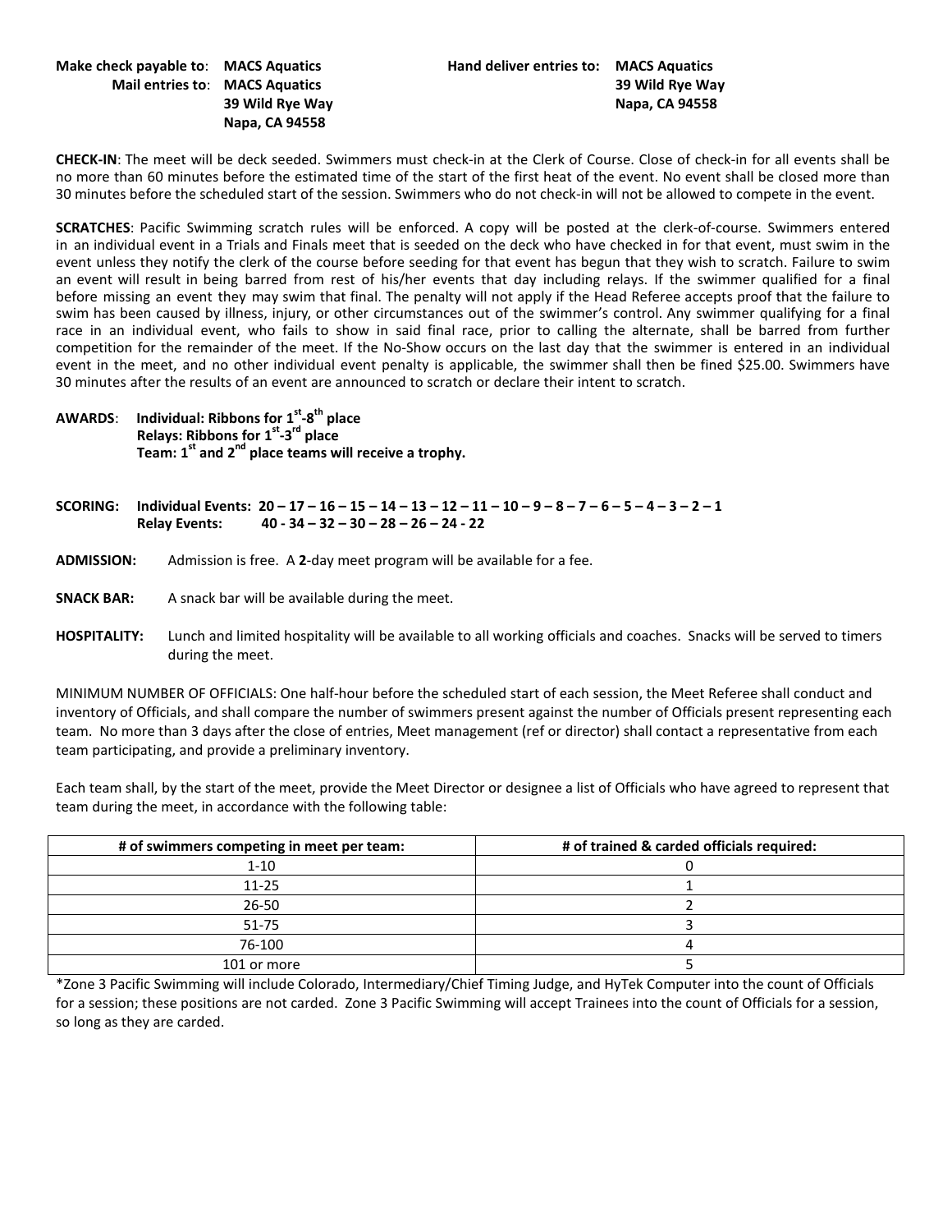**Make check payable to**: **MACS Aquatics**
**Mail entries to**: **MACS Aquatics**
**39 Wild Rye Way**
**Napa, CA 94558**

**Hand deliver entries to: MACS Aquatics**
**39 Wild Rye Way**
**Napa, CA 94558**

**CHECK-IN**: The meet will be deck seeded. Swimmers must check-in at the Clerk of Course. Close of check-in for all events shall be no more than 60 minutes before the estimated time of the start of the first heat of the event. No event shall be closed more than 30 minutes before the scheduled start of the session. Swimmers who do not check-in will not be allowed to compete in the event.

**SCRATCHES**: Pacific Swimming scratch rules will be enforced. A copy will be posted at the clerk-of-course. Swimmers entered in an individual event in a Trials and Finals meet that is seeded on the deck who have checked in for that event, must swim in the event unless they notify the clerk of the course before seeding for that event has begun that they wish to scratch. Failure to swim an event will result in being barred from rest of his/her events that day including relays. If the swimmer qualified for a final before missing an event they may swim that final. The penalty will not apply if the Head Referee accepts proof that the failure to swim has been caused by illness, injury, or other circumstances out of the swimmer's control. Any swimmer qualifying for a final race in an individual event, who fails to show in said final race, prior to calling the alternate, shall be barred from further competition for the remainder of the meet. If the No-Show occurs on the last day that the swimmer is entered in an individual event in the meet, and no other individual event penalty is applicable, the swimmer shall then be fined $25.00. Swimmers have 30 minutes after the results of an event are announced to scratch or declare their intent to scratch.

**AWARDS**: **Individual: Ribbons for 1st-8th place**
**Relays: Ribbons for 1st-3rd place**
**Team: 1st and 2nd place teams will receive a trophy.**

**SCORING: Individual Events: 20 – 17 – 16 – 15 – 14 – 13 – 12 – 11 – 10 – 9 – 8 – 7 – 6 – 5 – 4 – 3 – 2 – 1**
**Relay Events: 40 - 34 – 32 – 30 – 28 – 26 – 24 - 22**

**ADMISSION:** Admission is free. A **2**-day meet program will be available for a fee.

**SNACK BAR:** A snack bar will be available during the meet.

**HOSPITALITY:** Lunch and limited hospitality will be available to all working officials and coaches. Snacks will be served to timers during the meet.

MINIMUM NUMBER OF OFFICIALS: One half-hour before the scheduled start of each session, the Meet Referee shall conduct and inventory of Officials, and shall compare the number of swimmers present against the number of Officials present representing each team. No more than 3 days after the close of entries, Meet management (ref or director) shall contact a representative from each team participating, and provide a preliminary inventory.

Each team shall, by the start of the meet, provide the Meet Director or designee a list of Officials who have agreed to represent that team during the meet, in accordance with the following table:

| # of swimmers competing in meet per team: | # of trained & carded officials required: |
|---|---|
| 1-10 | 0 |
| 11-25 | 1 |
| 26-50 | 2 |
| 51-75 | 3 |
| 76-100 | 4 |
| 101 or more | 5 |

*Zone 3 Pacific Swimming will include Colorado, Intermediary/Chief Timing Judge, and HyTek Computer into the count of Officials for a session; these positions are not carded. Zone 3 Pacific Swimming will accept Trainees into the count of Officials for a session, so long as they are carded.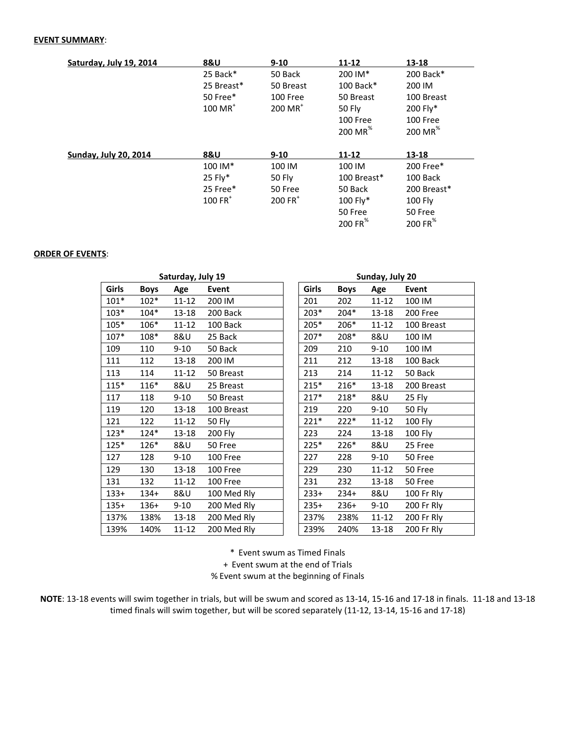**EVENT SUMMARY**:

| **Saturday, July 19, 2014** | **8&U** | **9-10** | **11-12** | **13-18** |
|---|---|---|---|---|
| | 25 Back* | 50 Back | 200 IM* | 200 Back* |
| | 25 Breast* | 50 Breast | 100 Back* | 200 IM |
| | 50 Free* | 100 Free | 50 Breast | 100 Breast |
| | 100 MR+ | 200 MR+ | 50 Fly | 200 Fly* |
| | | | 100 Free | 100 Free |
| | | | 200 MR% | 200 MR% |

| **Sunday, July 20, 2014** | **8&U** | **9-10** | **11-12** | **13-18** |
|---|---|---|---|---|
| | 100 IM* | 100 IM | 100 IM | 200 Free* |
| | 25 Fly* | 50 Fly | 100 Breast* | 100 Back |
| | 25 Free* | 50 Free | 50 Back | 200 Breast* |
| | 100 FR+ | 200 FR+ | 100 Fly* | 100 Fly |
| | | | 50 Free | 50 Free |
| | | | 200 FR% | 200 FR% |

**ORDER OF EVENTS**:

**Saturday, July 19**

| Girls | Boys | Age | Event |
|---|---|---|---|
| 101* | 102* | 11-12 | 200 IM |
| 103* | 104* | 13-18 | 200 Back |
| 105* | 106* | 11-12 | 100 Back |
| 107* | 108* | 8&U | 25 Back |
| 109 | 110 | 9-10 | 50 Back |
| 111 | 112 | 13-18 | 200 IM |
| 113 | 114 | 11-12 | 50 Breast |
| 115* | 116* | 8&U | 25 Breast |
| 117 | 118 | 9-10 | 50 Breast |
| 119 | 120 | 13-18 | 100 Breast |
| 121 | 122 | 11-12 | 50 Fly |
| 123* | 124* | 13-18 | 200 Fly |
| 125* | 126* | 8&U | 50 Free |
| 127 | 128 | 9-10 | 100 Free |
| 129 | 130 | 13-18 | 100 Free |
| 131 | 132 | 11-12 | 100 Free |
| 133+ | 134+ | 8&U | 100 Med Rly |
| 135+ | 136+ | 9-10 | 200 Med Rly |
| 137% | 138% | 13-18 | 200 Med Rly |
| 139% | 140% | 11-12 | 200 Med Rly |

**Sunday, July 20**

| Girls | Boys | Age | Event |
|---|---|---|---|
| 201 | 202 | 11-12 | 100 IM |
| 203* | 204* | 13-18 | 200 Free |
| 205* | 206* | 11-12 | 100 Breast |
| 207* | 208* | 8&U | 100 IM |
| 209 | 210 | 9-10 | 100 IM |
| 211 | 212 | 13-18 | 100 Back |
| 213 | 214 | 11-12 | 50 Back |
| 215* | 216* | 13-18 | 200 Breast |
| 217* | 218* | 8&U | 25 Fly |
| 219 | 220 | 9-10 | 50 Fly |
| 221* | 222* | 11-12 | 100 Fly |
| 223 | 224 | 13-18 | 100 Fly |
| 225* | 226* | 8&U | 25 Free |
| 227 | 228 | 9-10 | 50 Free |
| 229 | 230 | 11-12 | 50 Free |
| 231 | 232 | 13-18 | 50 Free |
| 233+ | 234+ | 8&U | 100 Fr Rly |
| 235+ | 236+ | 9-10 | 200 Fr Rly |
| 237% | 238% | 11-12 | 200 Fr Rly |
| 239% | 240% | 13-18 | 200 Fr Rly |

\* Event swum as Timed Finals

\+ Event swum at the end of Trials

% Event swum at the beginning of Finals

**NOTE**: 13-18 events will swim together in trials, but will be swum and scored as 13-14, 15-16 and 17-18 in finals. 11-18 and 13-18 timed finals will swim together, but will be scored separately (11-12, 13-14, 15-16 and 17-18)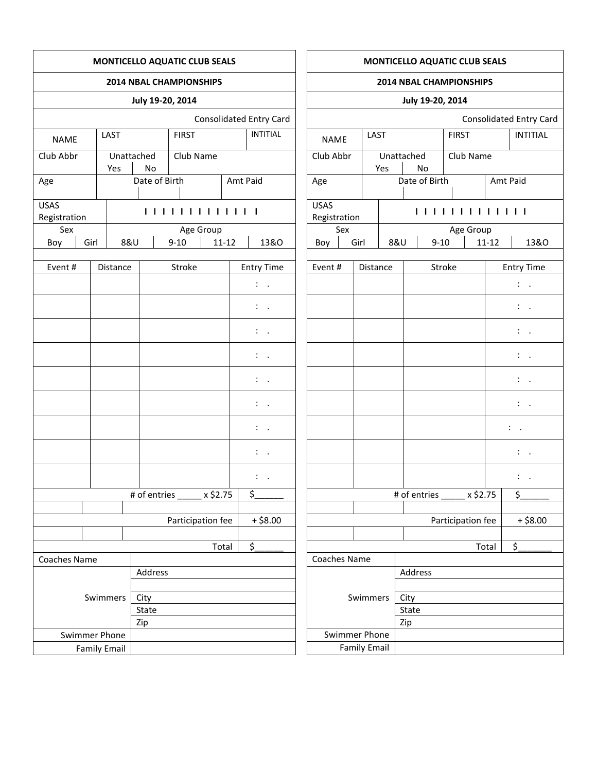| MONTICELLO AQUATIC CLUB SEALS | | | |
|---|---|---|---|
| 2014 NBAL CHAMPIONSHIPS | | | |
| July 19-20, 2014 | | | |
| Consolidated Entry Card | | | |
| NAME | LAST | FIRST | INTITIAL |
| Club Abbr | Unattached Yes / No | Club Name | |
| Age | Date of Birth | | Amt Paid |
| USAS Registration | I I I I I I I I I I I I I I | | |
| Sex: Boy / Girl | Age Group: 8&U / 9-10 / 11-12 / 13&O | | |
| Event # | Distance | Stroke | Entry Time |
| | | | : . |
| | | | : . |
| | | | : . |
| | | | : . |
| | | | : . |
| | | | : . |
| | | | : . |
| | | | : . |
| | | | : . |
| | | # of entries _____ x $2.75 | $______ |
| | | Participation fee | + $8.00 |
| | | Total | $______ |
| Coaches Name | | | |
| Swimmers | Address | | |
| | City | | |
| | State | | |
| | Zip | | |
| Swimmer Phone | | | |
| Family Email | | | |

| MONTICELLO AQUATIC CLUB SEALS | | | |
|---|---|---|---|
| 2014 NBAL CHAMPIONSHIPS | | | |
| July 19-20, 2014 | | | |
| Consolidated Entry Card | | | |
| NAME | LAST | FIRST | INTITIAL |
| Club Abbr | Unattached Yes / No | Club Name | |
| Age | Date of Birth | | Amt Paid |
| USAS Registration | I I I I I I I I I I I I I I | | |
| Sex: Boy / Girl | Age Group: 8&U / 9-10 / 11-12 / 13&O | | |
| Event # | Distance | Stroke | Entry Time |
| | | | : . |
| | | | : . |
| | | | : . |
| | | | : . |
| | | | : . |
| | | | : . |
| | | | : . |
| | | | : . |
| | | | : . |
| | | # of entries _____ x $2.75 | $______ |
| | | Participation fee | + $8.00 |
| | | Total | $_______ |
| Coaches Name | | | |
| Swimmers | Address | | |
| | City | | |
| | State | | |
| | Zip | | |
| Swimmer Phone | | | |
| Family Email | | | |